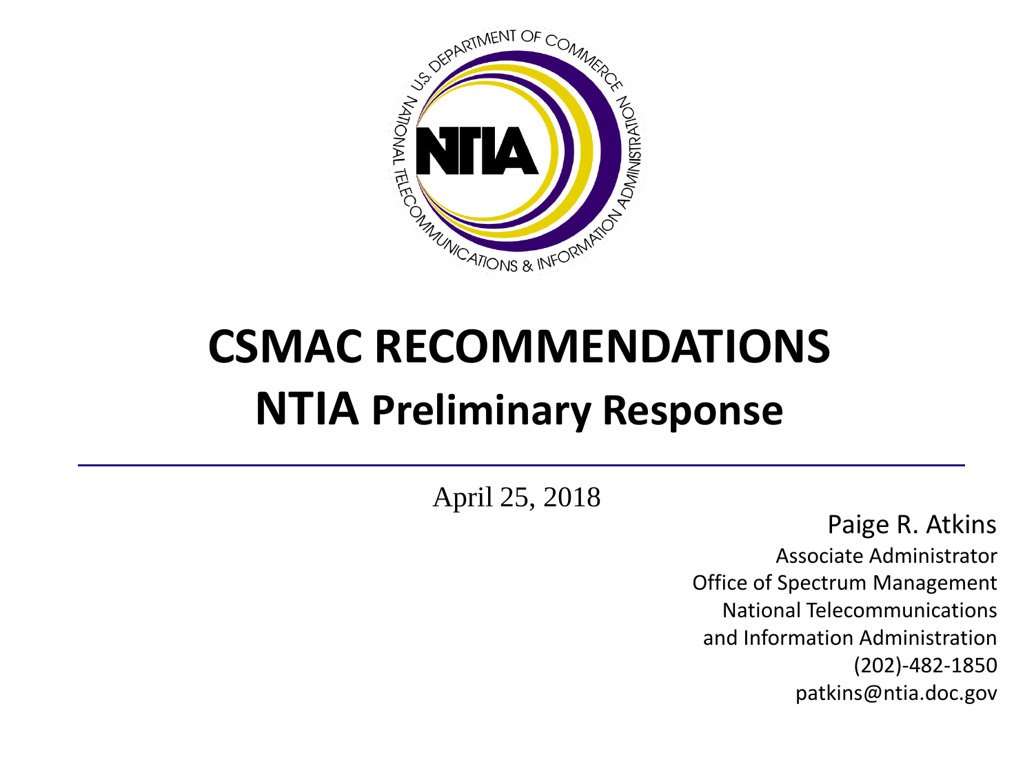# CSMAC RECOMMENDATIONS

## NTIA Preliminary Response

April 25, 2018

Paige R. Atkins

Associate Administrator

Office of Spectrum Management

National Telecommunications and Information Administration

(202)-482-1850

patkins@ntia.doc.gov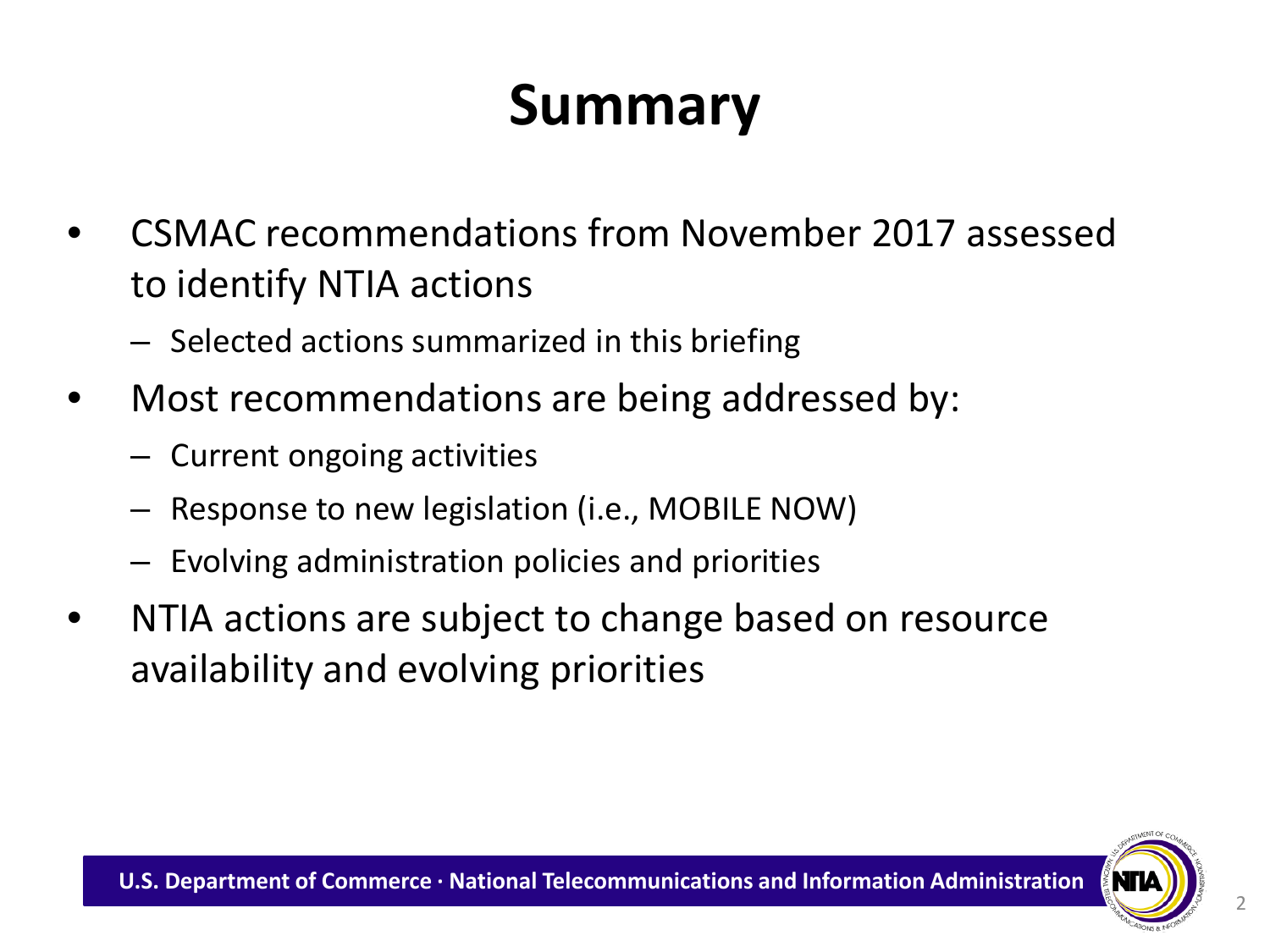# Summary

- CSMAC recommendations from November 2017 assessed to identify NTIA actions
  - Selected actions summarized in this briefing
- Most recommendations are being addressed by:
  - Current ongoing activities
  - Response to new legislation (i.e., MOBILE NOW)
  - Evolving administration policies and priorities
- NTIA actions are subject to change based on resource availability and evolving priorities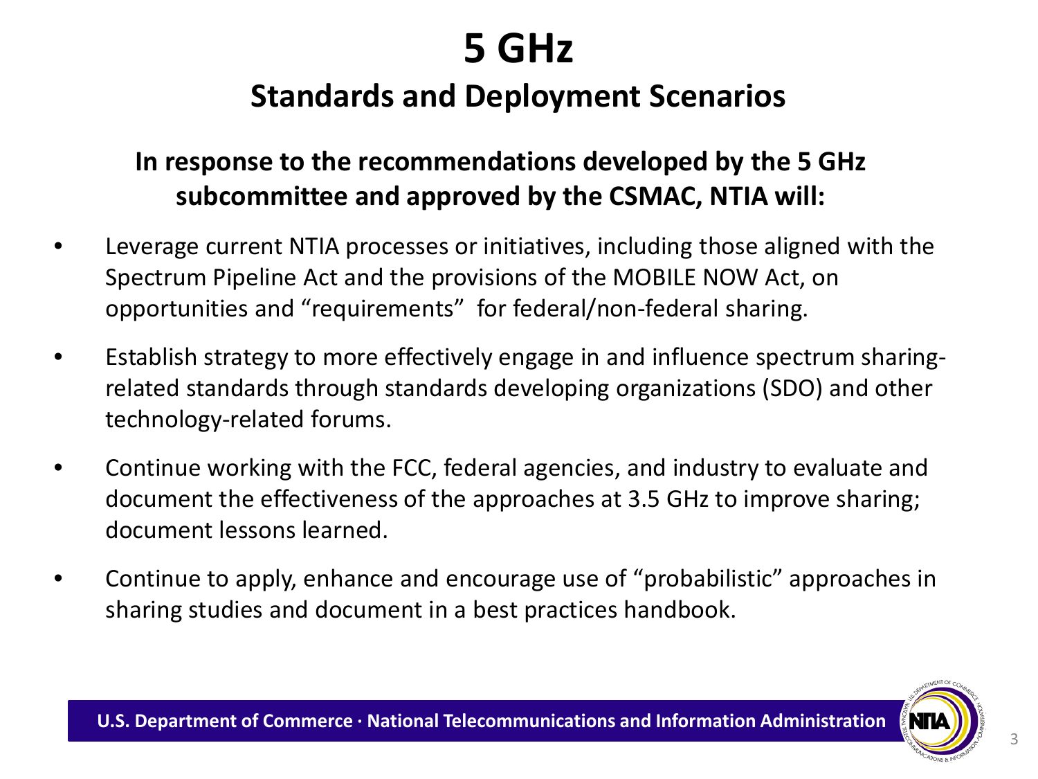# 5 GHz

## Standards and Deployment Scenarios

**In response to the recommendations developed by the 5 GHz subcommittee and approved by the CSMAC, NTIA will:**

- Leverage current NTIA processes or initiatives, including those aligned with the Spectrum Pipeline Act and the provisions of the MOBILE NOW Act, on opportunities and "requirements" for federal/non-federal sharing.
- Establish strategy to more effectively engage in and influence spectrum sharing-related standards through standards developing organizations (SDO) and other technology-related forums.
- Continue working with the FCC, federal agencies, and industry to evaluate and document the effectiveness of the approaches at 3.5 GHz to improve sharing; document lessons learned.
- Continue to apply, enhance and encourage use of "probabilistic" approaches in sharing studies and document in a best practices handbook.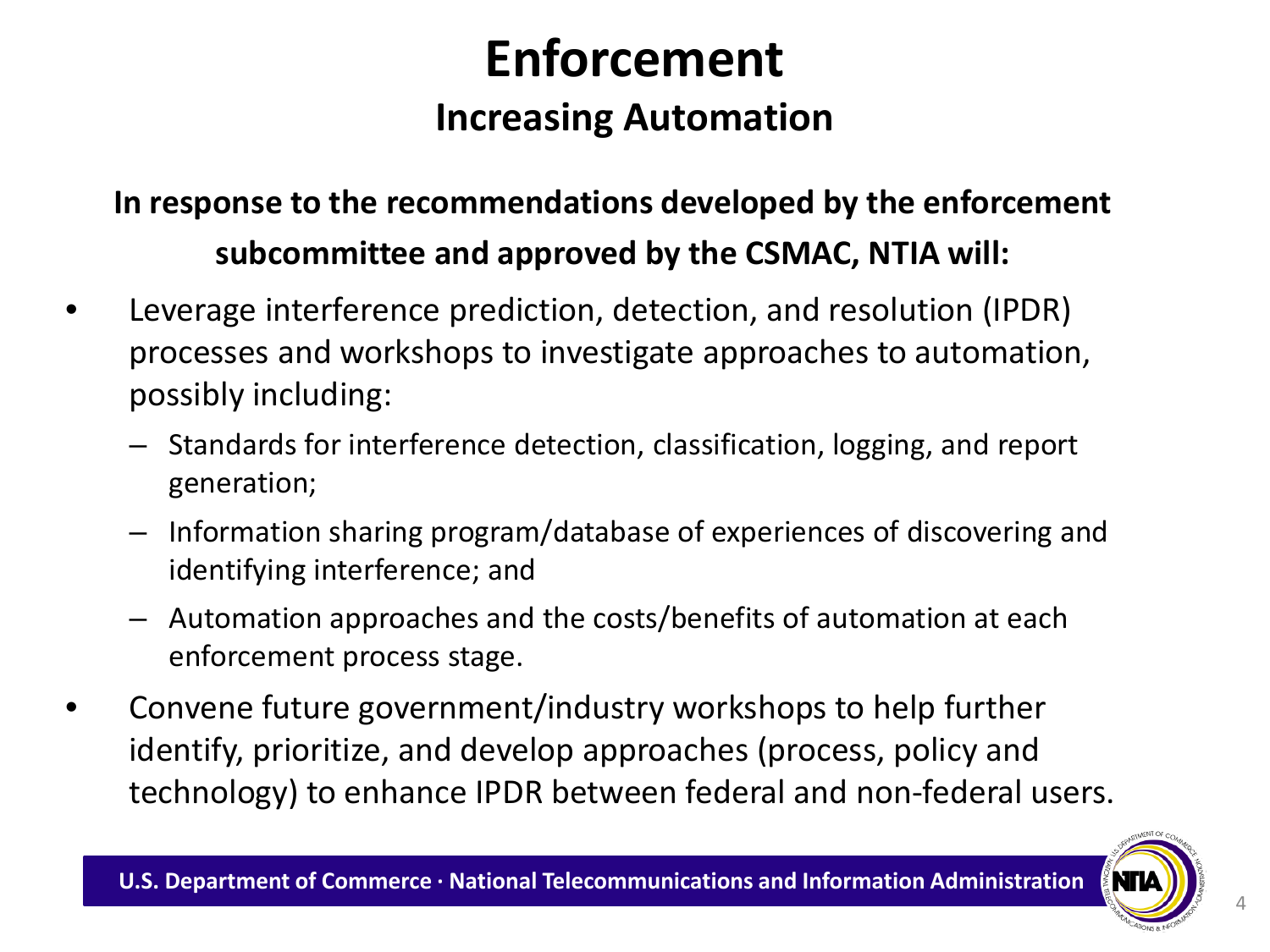# Enforcement

## Increasing Automation

**In response to the recommendations developed by the enforcement subcommittee and approved by the CSMAC, NTIA will:**

- Leverage interference prediction, detection, and resolution (IPDR) processes and workshops to investigate approaches to automation, possibly including:
  - Standards for interference detection, classification, logging, and report generation;
  - Information sharing program/database of experiences of discovering and identifying interference; and
  - Automation approaches and the costs/benefits of automation at each enforcement process stage.
- Convene future government/industry workshops to help further identify, prioritize, and develop approaches (process, policy and technology) to enhance IPDR between federal and non-federal users.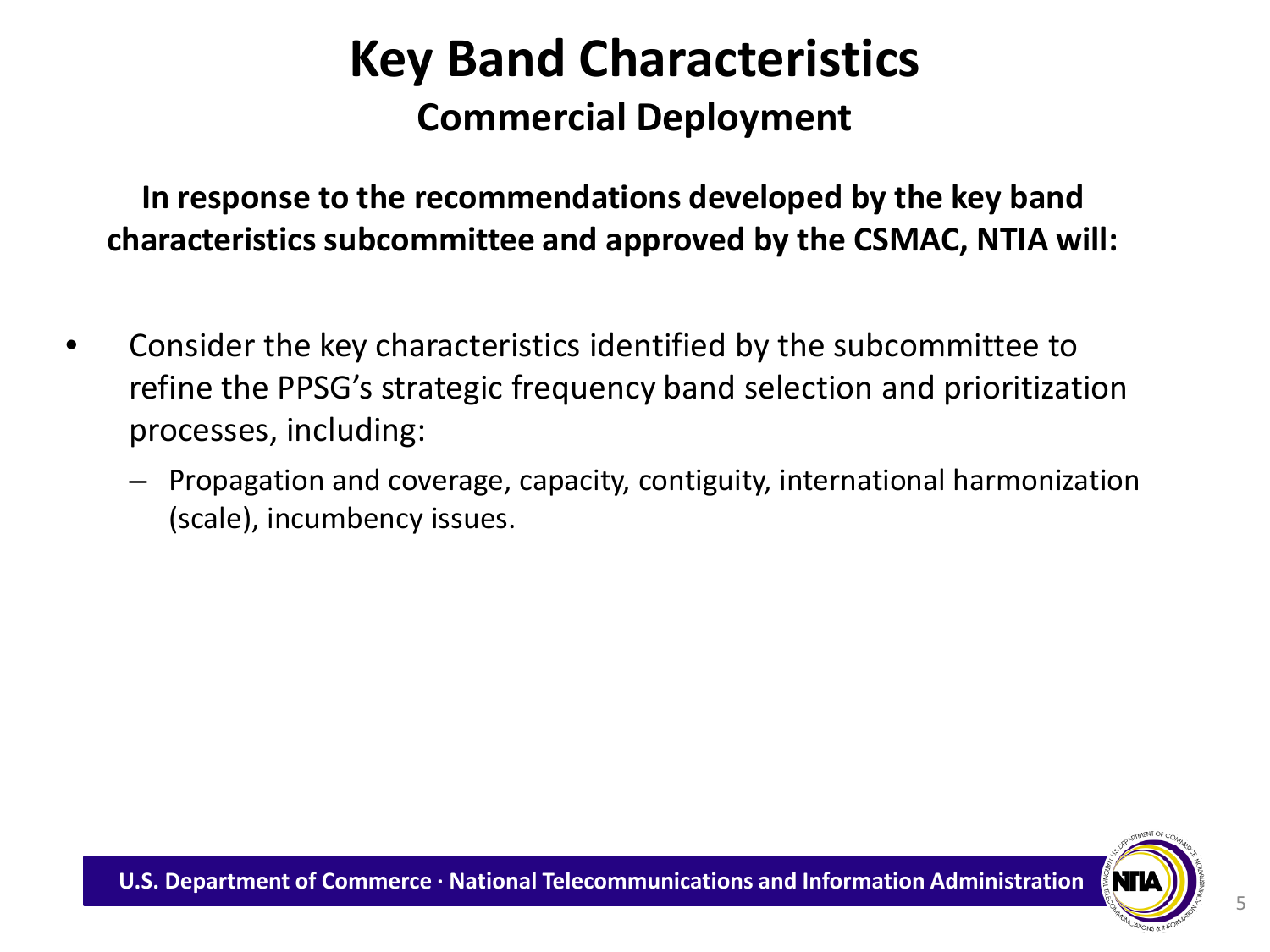# Key Band Characteristics

## Commercial Deployment

**In response to the recommendations developed by the key band characteristics subcommittee and approved by the CSMAC, NTIA will:**

- Consider the key characteristics identified by the subcommittee to refine the PPSG's strategic frequency band selection and prioritization processes, including:
  - Propagation and coverage, capacity, contiguity, international harmonization (scale), incumbency issues.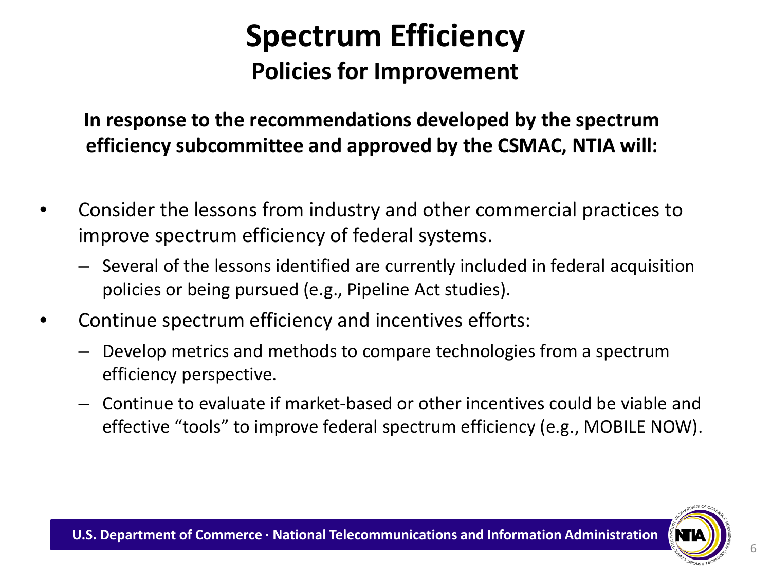# Spectrum Efficiency

## Policies for Improvement

**In response to the recommendations developed by the spectrum efficiency subcommittee and approved by the CSMAC, NTIA will:**

- Consider the lessons from industry and other commercial practices to improve spectrum efficiency of federal systems.
  - Several of the lessons identified are currently included in federal acquisition policies or being pursued (e.g., Pipeline Act studies).
- Continue spectrum efficiency and incentives efforts:
  - Develop metrics and methods to compare technologies from a spectrum efficiency perspective.
  - Continue to evaluate if market-based or other incentives could be viable and effective "tools" to improve federal spectrum efficiency (e.g., MOBILE NOW).